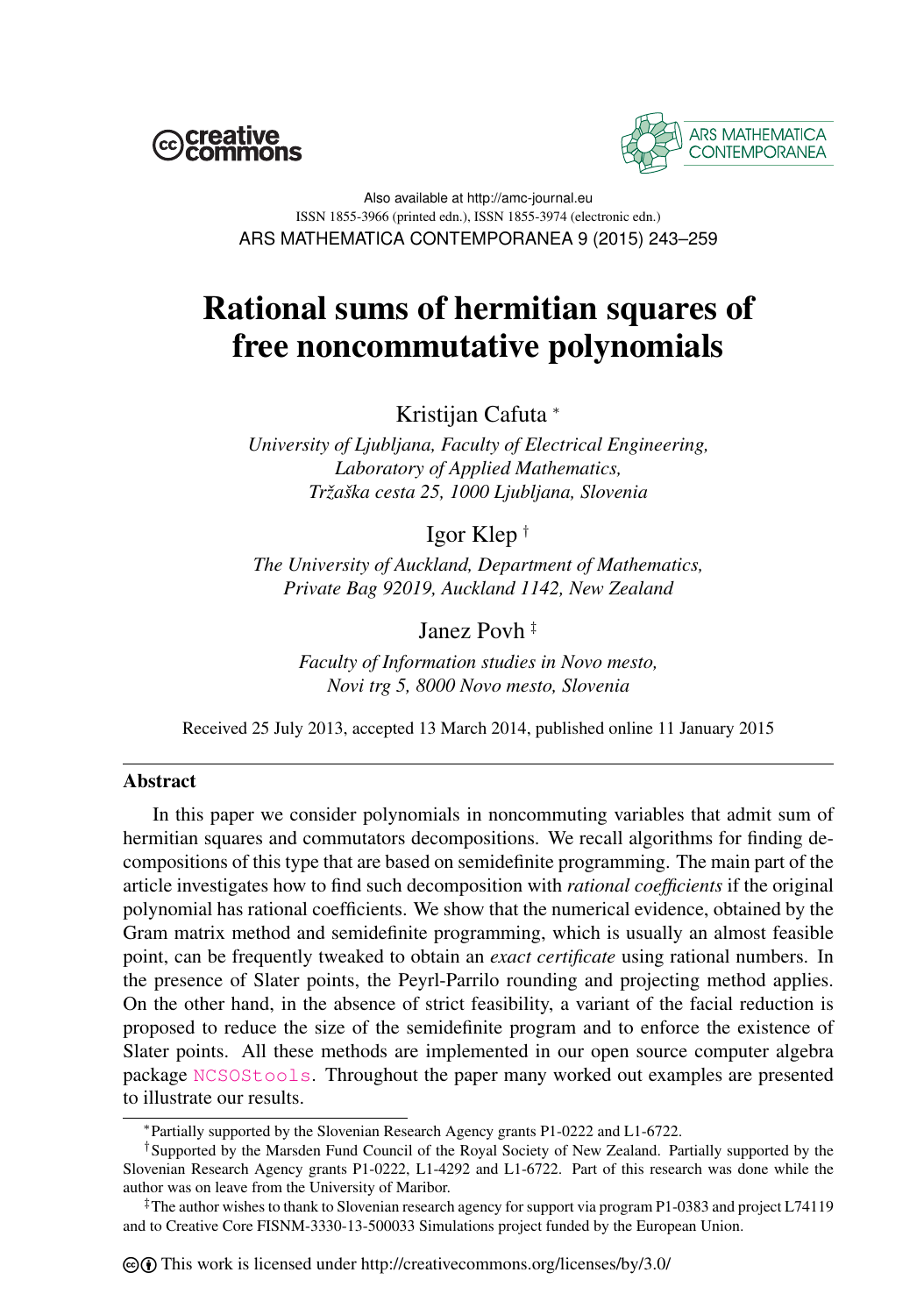Also available at http://amc-journal.eu
ISSN 1855-3966 (printed edn.), ISSN 1855-3974 (electronic edn.)

# Rational sums of hermitian squares of free noncommutative polynomials

Kristijan Cafuta [*]

*University of Ljubljana, Faculty of Electrical Engineering, Laboratory of Applied Mathematics, Tržaška cesta 25, 1000 Ljubljana, Slovenia*

Igor Klep [†]

*The University of Auckland, Department of Mathematics, Private Bag 92019, Auckland 1142, New Zealand*

Janez Povh [‡]

*Faculty of Information studies in Novo mesto, Novi trg 5, 8000 Novo mesto, Slovenia*

Received 25 July 2013, accepted 13 March 2014, published online 11 January 2015

## Abstract

In this paper we consider polynomials in noncommuting variables that admit sum of hermitian squares and commutators decompositions. We recall algorithms for finding decompositions of this type that are based on semidefinite programming. The main part of the article investigates how to find such decomposition with *rational coefficients* if the original polynomial has rational coefficients. We show that the numerical evidence, obtained by the Gram matrix method and semidefinite programming, which is usually an almost feasible point, can be frequently tweaked to obtain an *exact certificate* using rational numbers. In the presence of Slater points, the Peyrl-Parrilo rounding and projecting method applies. On the other hand, in the absence of strict feasibility, a variant of the facial reduction is proposed to reduce the size of the semidefinite program and to enforce the existence of Slater points. All these methods are implemented in our open source computer algebra package `NCSOStools`. Throughout the paper many worked out examples are presented to illustrate our results.

---

[*] Partially supported by the Slovenian Research Agency grants P1-0222 and L1-6722.

[†] Supported by the Marsden Fund Council of the Royal Society of New Zealand. Partially supported by the Slovenian Research Agency grants P1-0222, L1-4292 and L1-6722. Part of this research was done while the author was on leave from the University of Maribor.

[‡] The author wishes to thank to Slovenian research agency for support via program P1-0383 and project L74119 and to Creative Core FISNM-3330-13-500033 Simulations project funded by the European Union.

This work is licensed under http://creativecommons.org/licenses/by/3.0/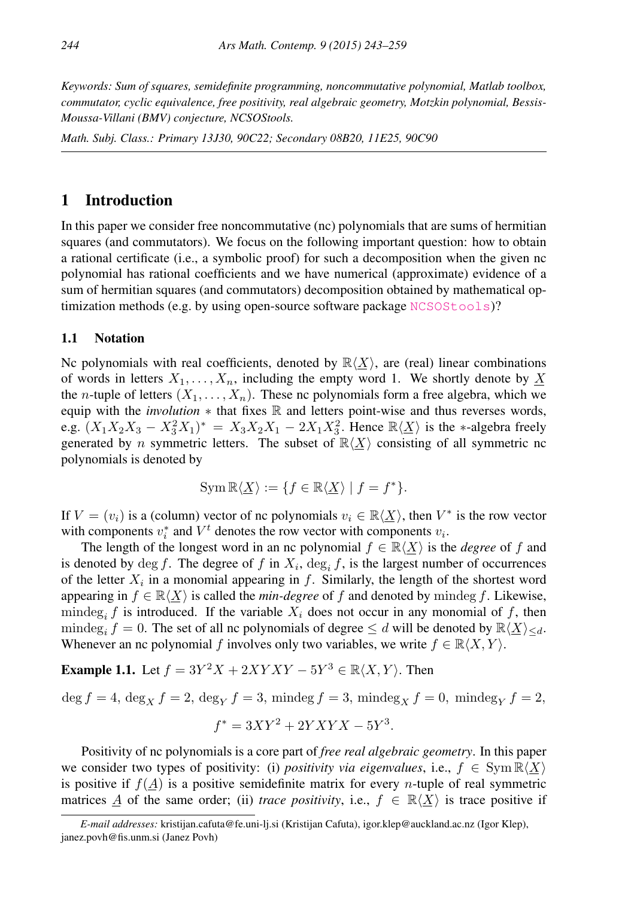*Keywords: Sum of squares, semidefinite programming, noncommutative polynomial, Matlab toolbox, commutator, cyclic equivalence, free positivity, real algebraic geometry, Motzkin polynomial, Bessis-Moussa-Villani (BMV) conjecture, NCSOStools.*

*Math. Subj. Class.: Primary 13J30, 90C22; Secondary 08B20, 11E25, 90C90*

## 1 Introduction

In this paper we consider free noncommutative (nc) polynomials that are sums of hermitian squares (and commutators). We focus on the following important question: how to obtain a rational certificate (i.e., a symbolic proof) for such a decomposition when the given nc polynomial has rational coefficients and we have numerical (approximate) evidence of a sum of hermitian squares (and commutators) decomposition obtained by mathematical optimization methods (e.g. by using open-source software package NCSOStools)?

### 1.1 Notation

Nc polynomials with real coefficients, denoted by $\mathbb{R}\langle \underline{X}\rangle$, are (real) linear combinations of words in letters $X_1, \ldots, X_n$, including the empty word 1. We shortly denote by $\underline{X}$ the $n$-tuple of letters $(X_1, \ldots, X_n)$. These nc polynomials form a free algebra, which we equip with the *involution* $*$ that fixes $\mathbb{R}$ and letters point-wise and thus reverses words, e.g. $(X_1X_2X_3 - X_3^2X_1)^* = X_3X_2X_1 - 2X_1X_3^2$. Hence $\mathbb{R}\langle \underline{X}\rangle$ is the $*$-algebra freely generated by $n$ symmetric letters. The subset of $\mathbb{R}\langle \underline{X}\rangle$ consisting of all symmetric nc polynomials is denoted by

$$\operatorname{Sym}\mathbb{R}\langle \underline{X}\rangle := \{f \in \mathbb{R}\langle \underline{X}\rangle \mid f = f^*\}.$$

If $V = (v_i)$ is a (column) vector of nc polynomials $v_i \in \mathbb{R}\langle \underline{X}\rangle$, then $V^*$ is the row vector with components $v_i^*$ and $V^t$ denotes the row vector with components $v_i$.

The length of the longest word in an nc polynomial $f \in \mathbb{R}\langle \underline{X}\rangle$ is the *degree* of $f$ and is denoted by $\deg f$. The degree of $f$ in $X_i$, $\deg_i f$, is the largest number of occurrences of the letter $X_i$ in a monomial appearing in $f$. Similarly, the length of the shortest word appearing in $f \in \mathbb{R}\langle \underline{X}\rangle$ is called the *min-degree* of $f$ and denoted by $\operatorname{mindeg} f$. Likewise, $\operatorname{mindeg}_i f$ is introduced. If the variable $X_i$ does not occur in any monomial of $f$, then $\operatorname{mindeg}_i f = 0$. The set of all nc polynomials of degree $\leq d$ will be denoted by $\mathbb{R}\langle \underline{X}\rangle_{\leq d}$. Whenever an nc polynomial $f$ involves only two variables, we write $f \in \mathbb{R}\langle X, Y\rangle$.

**Example 1.1.** Let $f = 3Y^2X + 2XYXY - 5Y^3 \in \mathbb{R}\langle X, Y\rangle$. Then

$$\deg f = 4,\ \deg_X f = 2,\ \deg_Y f = 3,\ \operatorname{mindeg} f = 3,\ \operatorname{mindeg}_X f = 0,\ \operatorname{mindeg}_Y f = 2,$$

$$f^* = 3XY^2 + 2YXYX - 5Y^3.$$

Positivity of nc polynomials is a core part of *free real algebraic geometry*. In this paper we consider two types of positivity: (i) *positivity via eigenvalues*, i.e., $f \in \operatorname{Sym}\mathbb{R}\langle \underline{X}\rangle$ is positive if $f(\underline{A})$ is a positive semidefinite matrix for every $n$-tuple of real symmetric matrices $\underline{A}$ of the same order; (ii) *trace positivity*, i.e., $f \in \mathbb{R}\langle \underline{X}\rangle$ is trace positive if

*E-mail addresses:* kristijan.cafuta@fe.uni-lj.si (Kristijan Cafuta), igor.klep@auckland.ac.nz (Igor Klep), janez.povh@fis.unm.si (Janez Povh)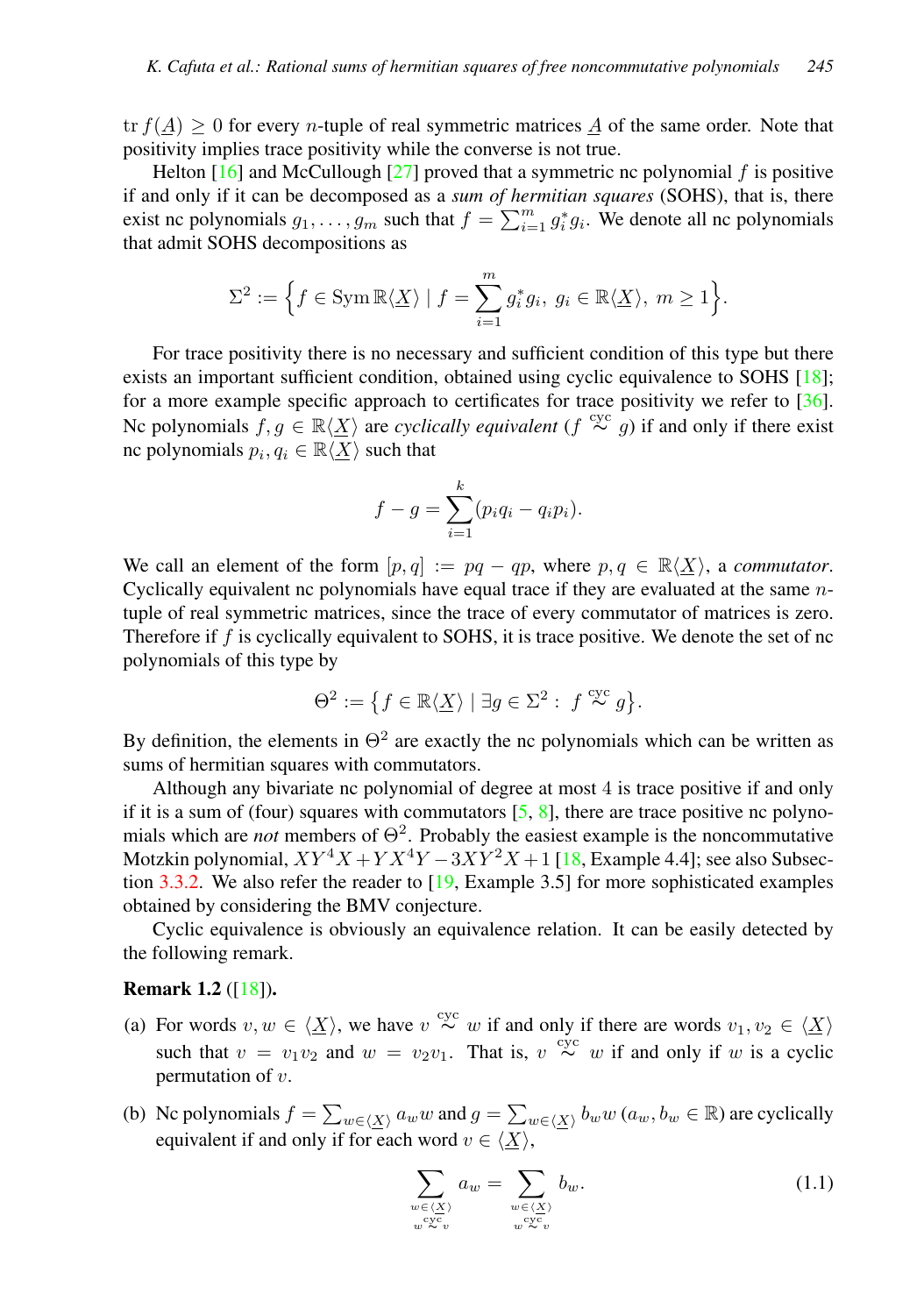$\operatorname{tr} f(\underline{A}) \geq 0$ for every $n$-tuple of real symmetric matrices $\underline{A}$ of the same order. Note that positivity implies trace positivity while the converse is not true.

Helton [16] and McCullough [27] proved that a symmetric nc polynomial $f$ is positive if and only if it can be decomposed as a *sum of hermitian squares* (SOHS), that is, there exist nc polynomials $g_1, \ldots, g_m$ such that $f = \sum_{i=1}^m g_i^* g_i$. We denote all nc polynomials that admit SOHS decompositions as

$$\Sigma^2 := \Big\{ f \in \operatorname{Sym} \mathbb{R}\langle \underline{X} \rangle \mid f = \sum_{i=1}^m g_i^* g_i,\ g_i \in \mathbb{R}\langle \underline{X} \rangle,\ m \geq 1 \Big\}.$$

For trace positivity there is no necessary and sufficient condition of this type but there exists an important sufficient condition, obtained using cyclic equivalence to SOHS [18]; for a more example specific approach to certificates for trace positivity we refer to [36]. Nc polynomials $f, g \in \mathbb{R}\langle \underline{X} \rangle$ are *cyclically equivalent* ($f \overset{\text{cyc}}{\sim} g$) if and only if there exist nc polynomials $p_i, q_i \in \mathbb{R}\langle \underline{X} \rangle$ such that

$$f - g = \sum_{i=1}^k (p_i q_i - q_i p_i).$$

We call an element of the form $[p, q] := pq - qp$, where $p, q \in \mathbb{R}\langle \underline{X} \rangle$, a *commutator*. Cyclically equivalent nc polynomials have equal trace if they are evaluated at the same $n$-tuple of real symmetric matrices, since the trace of every commutator of matrices is zero. Therefore if $f$ is cyclically equivalent to SOHS, it is trace positive. We denote the set of nc polynomials of this type by

$$\Theta^2 := \big\{ f \in \mathbb{R}\langle \underline{X} \rangle \mid \exists g \in \Sigma^2 :\ f \overset{\text{cyc}}{\sim} g \big\}.$$

By definition, the elements in $\Theta^2$ are exactly the nc polynomials which can be written as sums of hermitian squares with commutators.

Although any bivariate nc polynomial of degree at most $4$ is trace positive if and only if it is a sum of (four) squares with commutators [5, 8], there are trace positive nc polynomials which are *not* members of $\Theta^2$. Probably the easiest example is the noncommutative Motzkin polynomial, $XY^4X + YX^4Y - 3XY^2X + 1$ [18, Example 4.4]; see also Subsection 3.3.2. We also refer the reader to [19, Example 3.5] for more sophisticated examples obtained by considering the BMV conjecture.

Cyclic equivalence is obviously an equivalence relation. It can be easily detected by the following remark.

**Remark 1.2** ([18]).

(a) For words $v, w \in \langle \underline{X} \rangle$, we have $v \overset{\text{cyc}}{\sim} w$ if and only if there are words $v_1, v_2 \in \langle \underline{X} \rangle$ such that $v = v_1 v_2$ and $w = v_2 v_1$. That is, $v \overset{\text{cyc}}{\sim} w$ if and only if $w$ is a cyclic permutation of $v$.

(b) Nc polynomials $f = \sum_{w \in \langle \underline{X} \rangle} a_w w$ and $g = \sum_{w \in \langle \underline{X} \rangle} b_w w$ ($a_w, b_w \in \mathbb{R}$) are cyclically equivalent if and only if for each word $v \in \langle \underline{X} \rangle$,

$$\sum_{\substack{w \in \langle \underline{X} \rangle \\ w \overset{\text{cyc}}{\sim} v}} a_w = \sum_{\substack{w \in \langle \underline{X} \rangle \\ w \overset{\text{cyc}}{\sim} v}} b_w. \tag{1.1}$$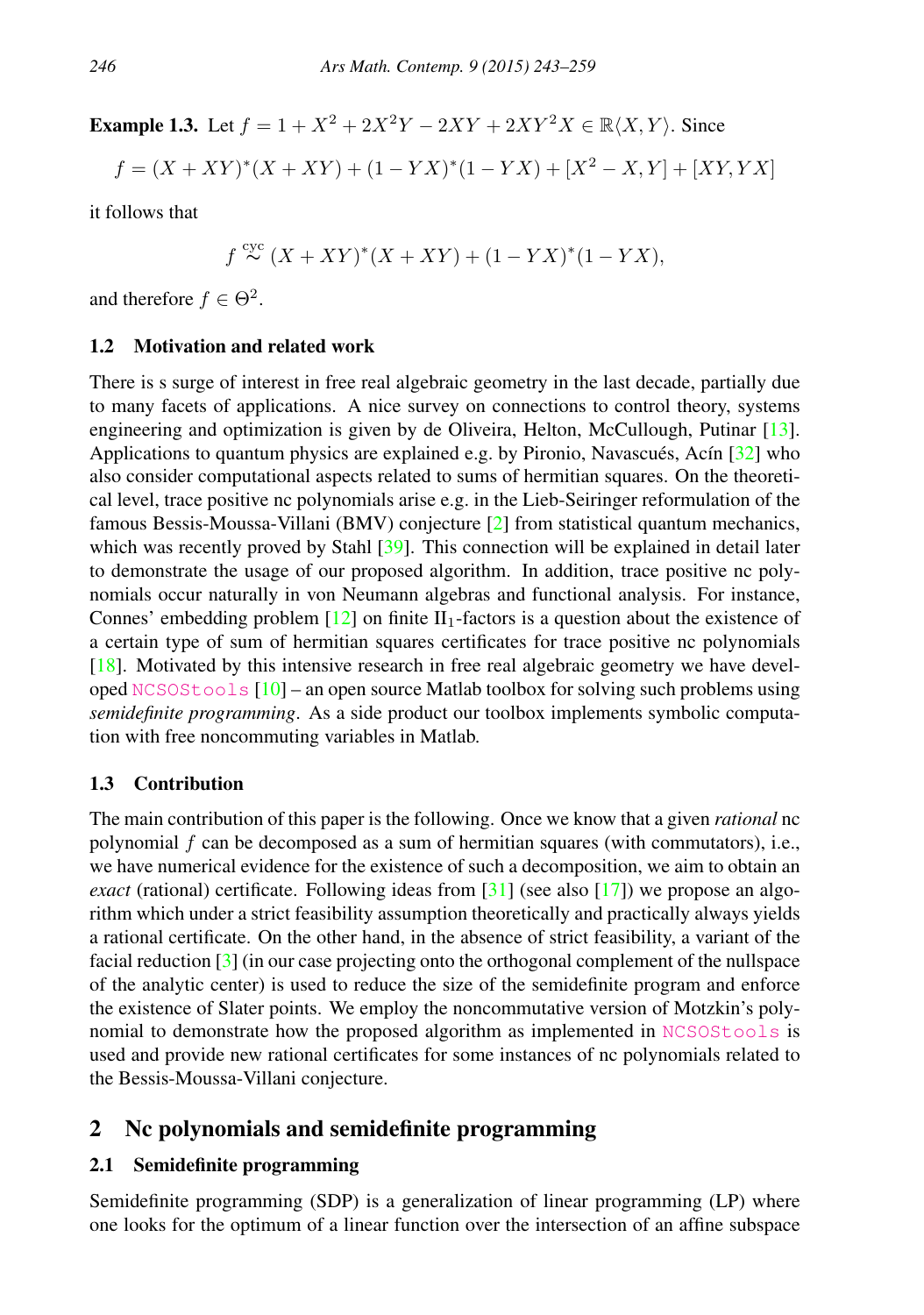**Example 1.3.** Let $f = 1 + X^2 + 2X^2Y - 2XY + 2XY^2X \in \mathbb{R}\langle X, Y\rangle$. Since

$$f = (X + XY)^*(X + XY) + (1 - YX)^*(1 - YX) + [X^2 - X, Y] + [XY, YX]$$

it follows that

$$f \overset{\text{cyc}}{\sim} (X + XY)^*(X + XY) + (1 - YX)^*(1 - YX),$$

and therefore $f \in \Theta^2$.

### 1.2 Motivation and related work

There is s surge of interest in free real algebraic geometry in the last decade, partially due to many facets of applications. A nice survey on connections to control theory, systems engineering and optimization is given by de Oliveira, Helton, McCullough, Putinar [13]. Applications to quantum physics are explained e.g. by Pironio, Navascués, Acín [32] who also consider computational aspects related to sums of hermitian squares. On the theoretical level, trace positive nc polynomials arise e.g. in the Lieb-Seiringer reformulation of the famous Bessis-Moussa-Villani (BMV) conjecture [2] from statistical quantum mechanics, which was recently proved by Stahl [39]. This connection will be explained in detail later to demonstrate the usage of our proposed algorithm. In addition, trace positive nc polynomials occur naturally in von Neumann algebras and functional analysis. For instance, Connes' embedding problem [12] on finite $\text{II}_1$-factors is a question about the existence of a certain type of sum of hermitian squares certificates for trace positive nc polynomials [18]. Motivated by this intensive research in free real algebraic geometry we have developed `NCSOStools` [10] – an open source Matlab toolbox for solving such problems using *semidefinite programming*. As a side product our toolbox implements symbolic computation with free noncommuting variables in Matlab.

### 1.3 Contribution

The main contribution of this paper is the following. Once we know that a given *rational* nc polynomial $f$ can be decomposed as a sum of hermitian squares (with commutators), i.e., we have numerical evidence for the existence of such a decomposition, we aim to obtain an *exact* (rational) certificate. Following ideas from [31] (see also [17]) we propose an algorithm which under a strict feasibility assumption theoretically and practically always yields a rational certificate. On the other hand, in the absence of strict feasibility, a variant of the facial reduction [3] (in our case projecting onto the orthogonal complement of the nullspace of the analytic center) is used to reduce the size of the semidefinite program and enforce the existence of Slater points. We employ the noncommutative version of Motzkin's polynomial to demonstrate how the proposed algorithm as implemented in `NCSOStools` is used and provide new rational certificates for some instances of nc polynomials related to the Bessis-Moussa-Villani conjecture.

## 2 Nc polynomials and semidefinite programming

### 2.1 Semidefinite programming

Semidefinite programming (SDP) is a generalization of linear programming (LP) where one looks for the optimum of a linear function over the intersection of an affine subspace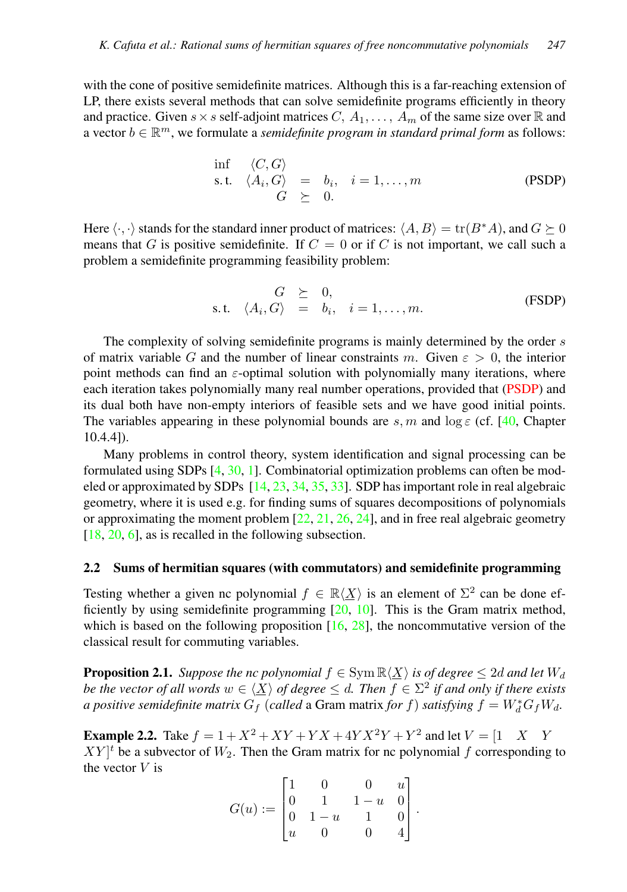with the cone of positive semidefinite matrices. Although this is a far-reaching extension of LP, there exists several methods that can solve semidefinite programs efficiently in theory and practice. Given $s \times s$ self-adjoint matrices $C,\ A_1, \ldots,\ A_m$ of the same size over $\mathbb{R}$ and a vector $b \in \mathbb{R}^m$, we formulate a *semidefinite program in standard primal form* as follows:

$$
\begin{array}{rrcl}
\inf & \langle C, G\rangle & & \\
\text{s. t.} & \langle A_i, G\rangle & = & b_i, \quad i = 1, \ldots, m \\
& G & \succeq & 0.
\end{array}
\tag{PSDP}
$$

Here $\langle \cdot, \cdot \rangle$ stands for the standard inner product of matrices: $\langle A, B\rangle = \operatorname{tr}(B^* A)$, and $G \succeq 0$ means that $G$ is positive semidefinite. If $C = 0$ or if $C$ is not important, we call such a problem a semidefinite programming feasibility problem:

$$
\begin{array}{rrcl}
& G & \succeq & 0, \\
\text{s. t.} & \langle A_i, G\rangle & = & b_i, \quad i = 1, \ldots, m.
\end{array}
\tag{FSDP}
$$

The complexity of solving semidefinite programs is mainly determined by the order $s$ of matrix variable $G$ and the number of linear constraints $m$. Given $\varepsilon > 0$, the interior point methods can find an $\varepsilon$-optimal solution with polynomially many iterations, where each iteration takes polynomially many real number operations, provided that (PSDP) and its dual both have non-empty interiors of feasible sets and we have good initial points. The variables appearing in these polynomial bounds are $s, m$ and $\log \varepsilon$ (cf. [40, Chapter 10.4.4]).

Many problems in control theory, system identification and signal processing can be formulated using SDPs [4, 30, 1]. Combinatorial optimization problems can often be modeled or approximated by SDPs [14, 23, 34, 35, 33]. SDP has important role in real algebraic geometry, where it is used e.g. for finding sums of squares decompositions of polynomials or approximating the moment problem [22, 21, 26, 24], and in free real algebraic geometry [18, 20, 6], as is recalled in the following subsection.

## 2.2 Sums of hermitian squares (with commutators) and semidefinite programming

Testing whether a given nc polynomial $f \in \mathbb{R}\langle \underline{X}\rangle$ is an element of $\Sigma^2$ can be done efficiently by using semidefinite programming [20, 10]. This is the Gram matrix method, which is based on the following proposition [16, 28], the noncommutative version of the classical result for commuting variables.

**Proposition 2.1.** *Suppose the nc polynomial $f \in \operatorname{Sym} \mathbb{R}\langle \underline{X}\rangle$ is of degree $\leq 2d$ and let $W_d$ be the vector of all words $w \in \langle \underline{X}\rangle$ of degree $\leq d$. Then $f \in \Sigma^2$ if and only if there exists a positive semidefinite matrix $G_f$ (called* a Gram matrix *for $f$) satisfying $f = W_d^* G_f W_d$.*

**Example 2.2.** Take $f = 1 + X^2 + XY + YX + 4YX^2Y + Y^2$ and let $V = [1 \quad X \quad Y \quad XY]^t$ be a subvector of $W_2$. Then the Gram matrix for nc polynomial $f$ corresponding to the vector $V$ is

$$
G(u) := \begin{bmatrix} 1 & 0 & 0 & u \\ 0 & 1 & 1-u & 0 \\ 0 & 1-u & 1 & 0 \\ u & 0 & 0 & 4 \end{bmatrix}.
$$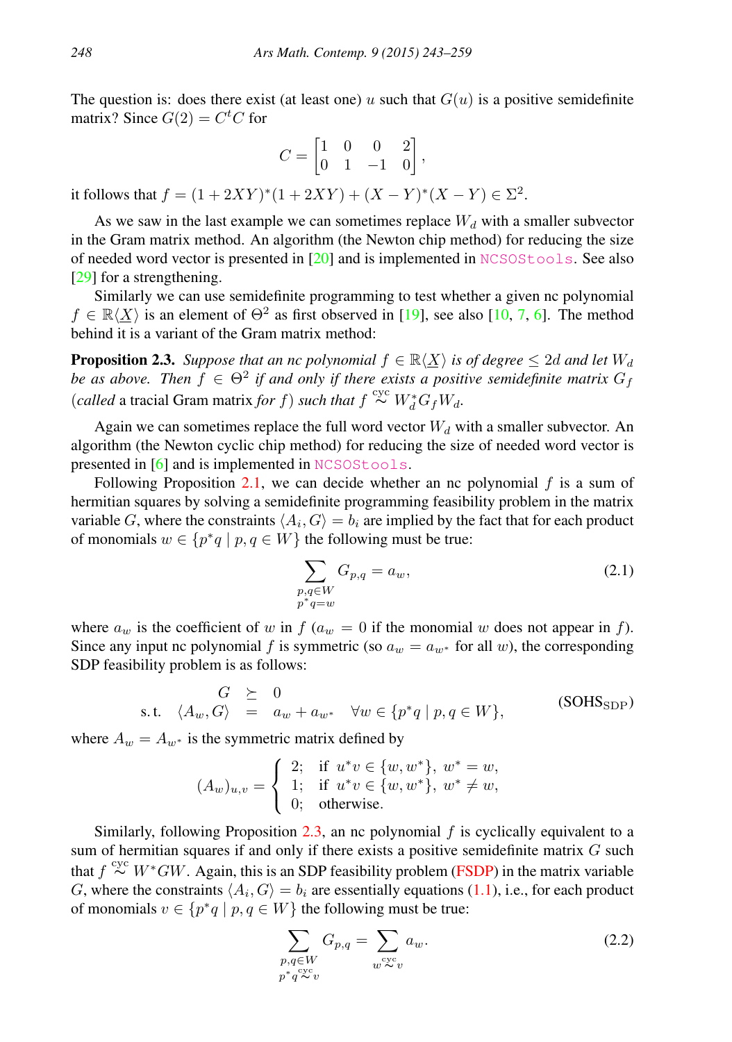The question is: does there exist (at least one) $u$ such that $G(u)$ is a positive semidefinite matrix? Since $G(2) = C^t C$ for

$$C = \begin{bmatrix} 1 & 0 & 0 & 2 \\ 0 & 1 & -1 & 0 \end{bmatrix},$$

it follows that $f = (1 + 2XY)^*(1 + 2XY) + (X - Y)^*(X - Y) \in \Sigma^2$.

As we saw in the last example we can sometimes replace $W_d$ with a smaller subvector in the Gram matrix method. An algorithm (the Newton chip method) for reducing the size of needed word vector is presented in [20] and is implemented in NCSOStools. See also [29] for a strengthening.

Similarly we can use semidefinite programming to test whether a given nc polynomial $f \in \mathbb{R}\langle \underline{X} \rangle$ is an element of $\Theta^2$ as first observed in [19], see also [10, 7, 6]. The method behind it is a variant of the Gram matrix method:

**Proposition 2.3.** *Suppose that an nc polynomial $f \in \mathbb{R}\langle \underline{X} \rangle$ is of degree $\leq 2d$ and let $W_d$ be as above. Then $f \in \Theta^2$ if and only if there exists a positive semidefinite matrix $G_f$ (called* a tracial Gram matrix *for $f$) such that $f \overset{\text{cyc}}{\sim} W_d^* G_f W_d$.*

Again we can sometimes replace the full word vector $W_d$ with a smaller subvector. An algorithm (the Newton cyclic chip method) for reducing the size of needed word vector is presented in [6] and is implemented in NCSOStools.

Following Proposition 2.1, we can decide whether an nc polynomial $f$ is a sum of hermitian squares by solving a semidefinite programming feasibility problem in the matrix variable $G$, where the constraints $\langle A_i, G \rangle = b_i$ are implied by the fact that for each product of monomials $w \in \{p^*q \mid p, q \in W\}$ the following must be true:

$$\sum_{\substack{p,q \in W \\ p^*q = w}} G_{p,q} = a_w, \tag{2.1}$$

where $a_w$ is the coefficient of $w$ in $f$ ($a_w = 0$ if the monomial $w$ does not appear in $f$). Since any input nc polynomial $f$ is symmetric (so $a_w = a_{w^*}$ for all $w$), the corresponding SDP feasibility problem is as follows:

$$\begin{array}{rrcl} & G & \succeq & 0 \\ \text{s. t.} & \langle A_w, G \rangle & = & a_w + a_{w^*} \quad \forall w \in \{p^*q \mid p, q \in W\}, \end{array} \tag{SOHS$_{\text{SDP}}$}$$

where $A_w = A_{w^*}$ is the symmetric matrix defined by

$$(A_w)_{u,v} = \begin{cases} 2; & \text{if } u^*v \in \{w, w^*\},\ w^* = w, \\ 1; & \text{if } u^*v \in \{w, w^*\},\ w^* \neq w, \\ 0; & \text{otherwise.} \end{cases}$$

Similarly, following Proposition 2.3, an nc polynomial $f$ is cyclically equivalent to a sum of hermitian squares if and only if there exists a positive semidefinite matrix $G$ such that $f \overset{\text{cyc}}{\sim} W^*GW$. Again, this is an SDP feasibility problem (FSDP) in the matrix variable $G$, where the constraints $\langle A_i, G \rangle = b_i$ are essentially equations (1.1), i.e., for each product of monomials $v \in \{p^*q \mid p, q \in W\}$ the following must be true:

$$\sum_{\substack{p,q \in W \\ p^*q \overset{\text{cyc}}{\sim} v}} G_{p,q} = \sum_{w \overset{\text{cyc}}{\sim} v} a_w. \tag{2.2}$$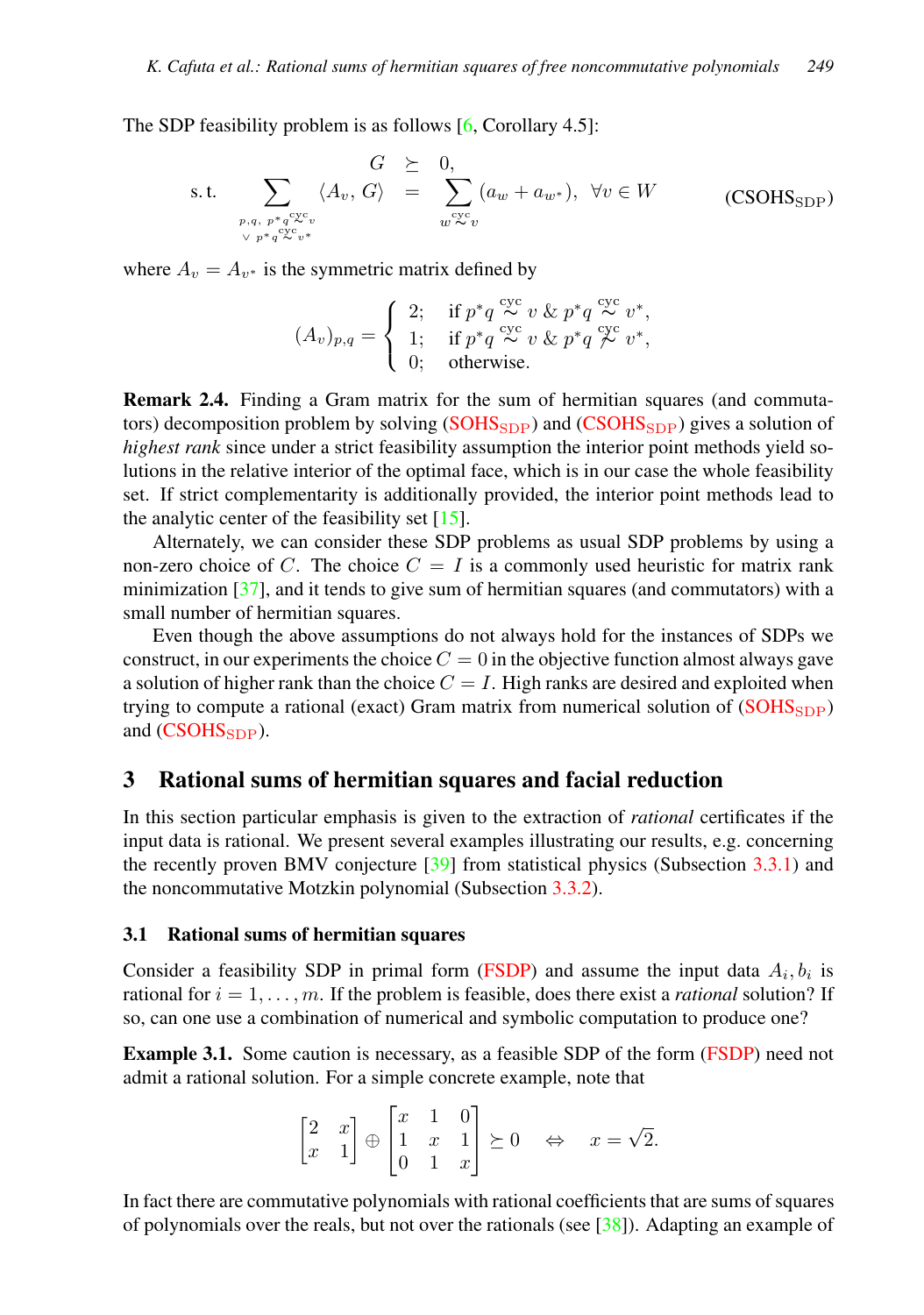The SDP feasibility problem is as follows [6, Corollary 4.5]:

$$
\begin{array}{rrcl}
 & G & \succeq & 0, \\
\text{s. t.} & \displaystyle\sum_{\substack{p,q,\ p^*q \overset{\text{cyc}}{\sim} v \\ \vee\ p^*q \overset{\text{cyc}}{\sim} v^*}} \langle A_v, G\rangle & = & \displaystyle\sum_{w \overset{\text{cyc}}{\sim} v} (a_w + a_{w^*}), \quad \forall v \in W
\end{array}
\qquad (\text{CSOHS}_{\text{SDP}})
$$

where $A_v = A_{v^*}$ is the symmetric matrix defined by

$$
(A_v)_{p,q} = \begin{cases} 2; & \text{if } p^*q \overset{\text{cyc}}{\sim} v \ \&\ p^*q \overset{\text{cyc}}{\sim} v^*, \\ 1; & \text{if } p^*q \overset{\text{cyc}}{\sim} v \ \&\ p^*q \overset{\text{cyc}}{\not\sim} v^*, \\ 0; & \text{otherwise.} \end{cases}
$$

**Remark 2.4.** Finding a Gram matrix for the sum of hermitian squares (and commutators) decomposition problem by solving ($\text{SOHS}_{\text{SDP}}$) and ($\text{CSOHS}_{\text{SDP}}$) gives a solution of *highest rank* since under a strict feasibility assumption the interior point methods yield solutions in the relative interior of the optimal face, which is in our case the whole feasibility set. If strict complementarity is additionally provided, the interior point methods lead to the analytic center of the feasibility set [15].

Alternately, we can consider these SDP problems as usual SDP problems by using a non-zero choice of $C$. The choice $C = I$ is a commonly used heuristic for matrix rank minimization [37], and it tends to give sum of hermitian squares (and commutators) with a small number of hermitian squares.

Even though the above assumptions do not always hold for the instances of SDPs we construct, in our experiments the choice $C = 0$ in the objective function almost always gave a solution of higher rank than the choice $C = I$. High ranks are desired and exploited when trying to compute a rational (exact) Gram matrix from numerical solution of ($\text{SOHS}_{\text{SDP}}$) and ($\text{CSOHS}_{\text{SDP}}$).

## 3 Rational sums of hermitian squares and facial reduction

In this section particular emphasis is given to the extraction of *rational* certificates if the input data is rational. We present several examples illustrating our results, e.g. concerning the recently proven BMV conjecture [39] from statistical physics (Subsection 3.3.1) and the noncommutative Motzkin polynomial (Subsection 3.3.2).

### 3.1 Rational sums of hermitian squares

Consider a feasibility SDP in primal form (FSDP) and assume the input data $A_i, b_i$ is rational for $i = 1, \ldots, m$. If the problem is feasible, does there exist a *rational* solution? If so, can one use a combination of numerical and symbolic computation to produce one?

**Example 3.1.** Some caution is necessary, as a feasible SDP of the form (FSDP) need not admit a rational solution. For a simple concrete example, note that

$$
\begin{bmatrix} 2 & x \\ x & 1 \end{bmatrix} \oplus \begin{bmatrix} x & 1 & 0 \\ 1 & x & 1 \\ 0 & 1 & x \end{bmatrix} \succeq 0 \quad \Leftrightarrow \quad x = \sqrt{2}.
$$

In fact there are commutative polynomials with rational coefficients that are sums of squares of polynomials over the reals, but not over the rationals (see [38]). Adapting an example of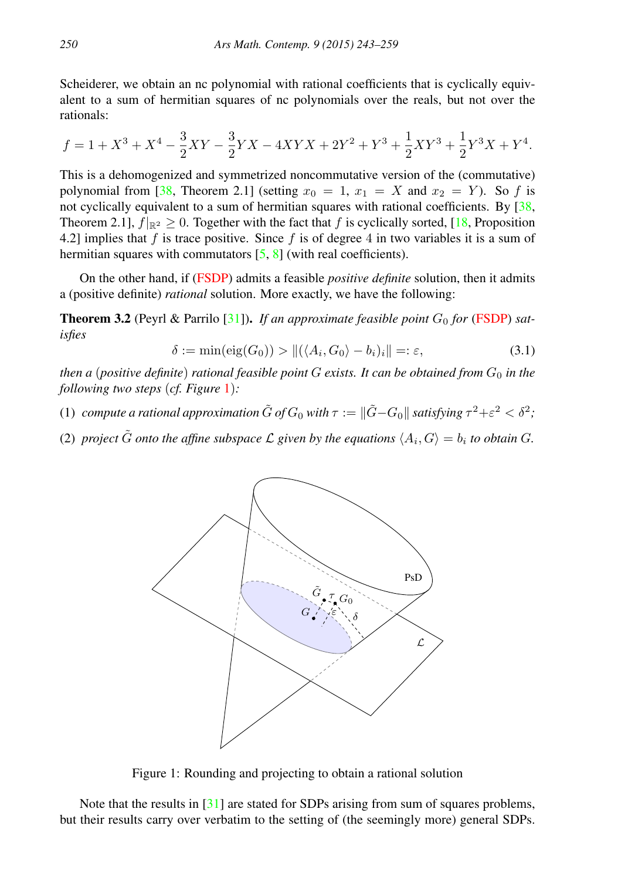Scheiderer, we obtain an nc polynomial with rational coefficients that is cyclically equivalent to a sum of hermitian squares of nc polynomials over the reals, but not over the rationals:

$$f = 1 + X^3 + X^4 - \frac{3}{2}XY - \frac{3}{2}YX - 4XYX + 2Y^2 + Y^3 + \frac{1}{2}XY^3 + \frac{1}{2}Y^3X + Y^4.$$

This is a dehomogenized and symmetrized noncommutative version of the (commutative) polynomial from [38, Theorem 2.1] (setting $x_0 = 1$, $x_1 = X$ and $x_2 = Y$). So $f$ is not cyclically equivalent to a sum of hermitian squares with rational coefficients. By [38, Theorem 2.1], $f|_{\mathbb{R}^2} \geq 0$. Together with the fact that $f$ is cyclically sorted, [18, Proposition 4.2] implies that $f$ is trace positive. Since $f$ is of degree 4 in two variables it is a sum of hermitian squares with commutators [5, 8] (with real coefficients).

On the other hand, if (FSDP) admits a feasible *positive definite* solution, then it admits a (positive definite) *rational* solution. More exactly, we have the following:

**Theorem 3.2** (Peyrl & Parrilo [31]). *If an approximate feasible point $G_0$ for* (FSDP) *satisfies*

$$\delta := \min(\mathrm{eig}(G_0)) > \|(\langle A_i, G_0\rangle - b_i)_i\| =: \varepsilon, \tag{3.1}$$

*then a* (*positive definite*) *rational feasible point $G$ exists. It can be obtained from $G_0$ in the following two steps* (*cf. Figure 1*)*:*

(1) *compute a rational approximation $\tilde{G}$ of $G_0$ with $\tau := \|\tilde{G} - G_0\|$ satisfying $\tau^2 + \varepsilon^2 < \delta^2$;*

(2) *project $\tilde{G}$ onto the affine subspace $\mathcal{L}$ given by the equations $\langle A_i, G\rangle = b_i$ to obtain $G$.*

Figure 1: Rounding and projecting to obtain a rational solution

Note that the results in [31] are stated for SDPs arising from sum of squares problems, but their results carry over verbatim to the setting of (the seemingly more) general SDPs.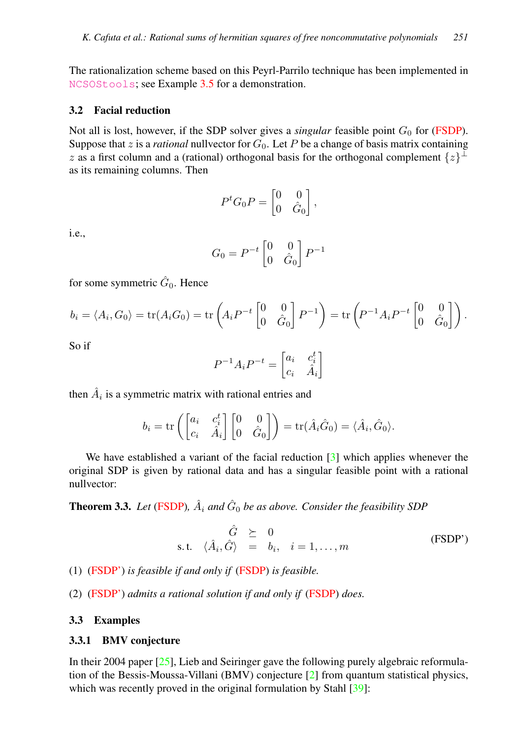The rationalization scheme based on this Peyrl-Parrilo technique has been implemented in NCSOStools; see Example 3.5 for a demonstration.

### 3.2 Facial reduction

Not all is lost, however, if the SDP solver gives a *singular* feasible point $G_0$ for (FSDP). Suppose that $z$ is a *rational* nullvector for $G_0$. Let $P$ be a change of basis matrix containing $z$ as a first column and a (rational) orthogonal basis for the orthogonal complement $\{z\}^\perp$ as its remaining columns. Then

$$P^t G_0 P = \begin{bmatrix} 0 & 0 \\ 0 & \hat{G}_0 \end{bmatrix},$$

i.e.,

$$G_0 = P^{-t} \begin{bmatrix} 0 & 0 \\ 0 & \hat{G}_0 \end{bmatrix} P^{-1}$$

for some symmetric $\hat{G}_0$. Hence

$$b_i = \langle A_i, G_0 \rangle = \operatorname{tr}(A_i G_0) = \operatorname{tr}\left( A_i P^{-t} \begin{bmatrix} 0 & 0 \\ 0 & \hat{G}_0 \end{bmatrix} P^{-1} \right) = \operatorname{tr}\left( P^{-1} A_i P^{-t} \begin{bmatrix} 0 & 0 \\ 0 & \hat{G}_0 \end{bmatrix} \right).$$

So if

$$P^{-1} A_i P^{-t} = \begin{bmatrix} a_i & c_i^t \\ c_i & \hat{A}_i \end{bmatrix}$$

then $\hat{A}_i$ is a symmetric matrix with rational entries and

$$b_i = \operatorname{tr}\left( \begin{bmatrix} a_i & c_i^t \\ c_i & \hat{A}_i \end{bmatrix} \begin{bmatrix} 0 & 0 \\ 0 & \hat{G}_0 \end{bmatrix} \right) = \operatorname{tr}(\hat{A}_i \hat{G}_0) = \langle \hat{A}_i, \hat{G}_0 \rangle.$$

We have established a variant of the facial reduction [3] which applies whenever the original SDP is given by rational data and has a singular feasible point with a rational nullvector:

**Theorem 3.3.** *Let* (FSDP), $\hat{A}_i$ *and* $\hat{G}_0$ *be as above. Consider the feasibility SDP*

$$\begin{array}{rcl} \hat{G} & \succeq & 0 \\ \text{s.t.} \quad \langle \hat{A}_i, \hat{G} \rangle & = & b_i, \quad i = 1, \ldots, m \end{array} \tag{FSDP'}$$

(1) (FSDP') *is feasible if and only if* (FSDP) *is feasible.*

(2) (FSDP') *admits a rational solution if and only if* (FSDP) *does.*

### 3.3 Examples

#### 3.3.1 BMV conjecture

In their 2004 paper [25], Lieb and Seiringer gave the following purely algebraic reformulation of the Bessis-Moussa-Villani (BMV) conjecture [2] from quantum statistical physics, which was recently proved in the original formulation by Stahl [39]: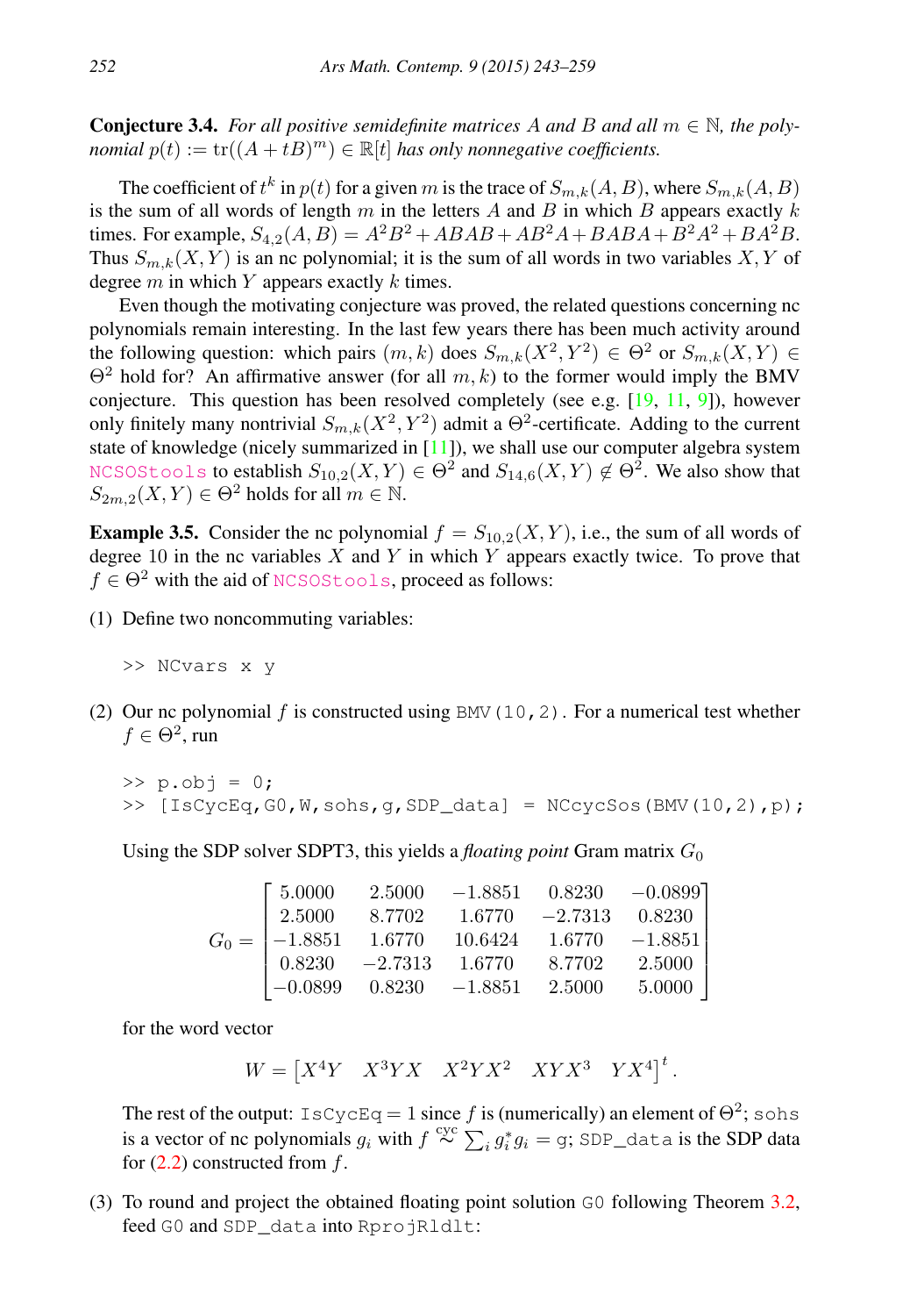**Conjecture 3.4.** *For all positive semidefinite matrices $A$ and $B$ and all $m \in \mathbb{N}$, the polynomial $p(t) := \operatorname{tr}((A + tB)^m) \in \mathbb{R}[t]$ has only nonnegative coefficients.*

The coefficient of $t^k$ in $p(t)$ for a given $m$ is the trace of $S_{m,k}(A, B)$, where $S_{m,k}(A, B)$ is the sum of all words of length $m$ in the letters $A$ and $B$ in which $B$ appears exactly $k$ times. For example, $S_{4,2}(A, B) = A^2B^2 + ABAB + AB^2A + BABA + B^2A^2 + BA^2B$. Thus $S_{m,k}(X, Y)$ is an nc polynomial; it is the sum of all words in two variables $X, Y$ of degree $m$ in which $Y$ appears exactly $k$ times.

Even though the motivating conjecture was proved, the related questions concerning nc polynomials remain interesting. In the last few years there has been much activity around the following question: which pairs $(m, k)$ does $S_{m,k}(X^2, Y^2) \in \Theta^2$ or $S_{m,k}(X, Y) \in \Theta^2$ hold for? An affirmative answer (for all $m, k$) to the former would imply the BMV conjecture. This question has been resolved completely (see e.g. [19, 11, 9]), however only finitely many nontrivial $S_{m,k}(X^2, Y^2)$ admit a $\Theta^2$-certificate. Adding to the current state of knowledge (nicely summarized in [11]), we shall use our computer algebra system NCSOStools to establish $S_{10,2}(X, Y) \in \Theta^2$ and $S_{14,6}(X, Y) \notin \Theta^2$. We also show that $S_{2m,2}(X, Y) \in \Theta^2$ holds for all $m \in \mathbb{N}$.

**Example 3.5.** Consider the nc polynomial $f = S_{10,2}(X, Y)$, i.e., the sum of all words of degree 10 in the nc variables $X$ and $Y$ in which $Y$ appears exactly twice. To prove that $f \in \Theta^2$ with the aid of NCSOStools, proceed as follows:

(1) Define two noncommuting variables:

```
>> NCvars x y
```

(2) Our nc polynomial $f$ is constructed using `BMV(10,2)`. For a numerical test whether $f \in \Theta^2$, run

```
>> p.obj = 0;
>> [IsCycEq,G0,W,sohs,g,SDP_data] = NCcycSos(BMV(10,2),p);
```

Using the SDP solver SDPT3, this yields a *floating point* Gram matrix $G_0$

$$G_0 = \begin{bmatrix} 5.0000 & 2.5000 & -1.8851 & 0.8230 & -0.0899 \\ 2.5000 & 8.7702 & 1.6770 & -2.7313 & 0.8230 \\ -1.8851 & 1.6770 & 10.6424 & 1.6770 & -1.8851 \\ 0.8230 & -2.7313 & 1.6770 & 8.7702 & 2.5000 \\ -0.0899 & 0.8230 & -1.8851 & 2.5000 & 5.0000 \end{bmatrix}$$

for the word vector

$$W = \begin{bmatrix} X^4Y & X^3YX & X^2YX^2 & XYX^3 & YX^4 \end{bmatrix}^t.$$

The rest of the output: $\texttt{IsCycEq} = 1$ since $f$ is (numerically) an element of $\Theta^2$; `sohs` is a vector of nc polynomials $g_i$ with $f \overset{\text{cyc}}{\sim} \sum_i g_i^* g_i = \texttt{g}$; `SDP_data` is the SDP data for (2.2) constructed from $f$.

(3) To round and project the obtained floating point solution `G0` following Theorem 3.2, feed `G0` and `SDP_data` into `RprojRldlt`: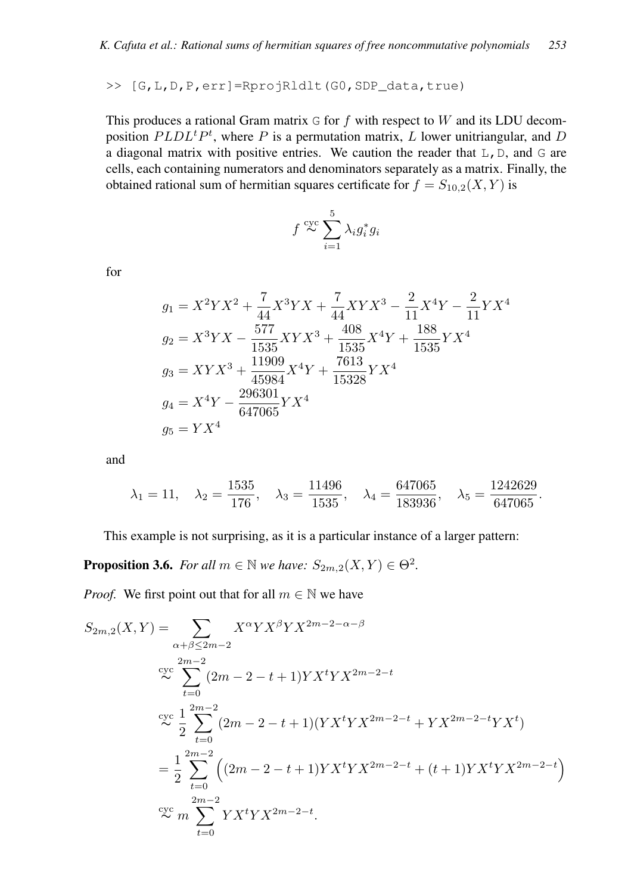```
>> [G,L,D,P,err]=RprojRldlt(G0,SDP_data,true)
```

This produces a rational Gram matrix `G` for $f$ with respect to $W$ and its LDU decomposition $PLDL^tP^t$, where $P$ is a permutation matrix, $L$ lower unitriangular, and $D$ a diagonal matrix with positive entries. We caution the reader that `L`, `D`, and `G` are cells, each containing numerators and denominators separately as a matrix. Finally, the obtained rational sum of hermitian squares certificate for $f = S_{10,2}(X,Y)$ is

$$f \overset{\text{cyc}}{\sim} \sum_{i=1}^{5} \lambda_i g_i^* g_i$$

for

$$\begin{aligned}
g_1 &= X^2YX^2 + \frac{7}{44}X^3YX + \frac{7}{44}XYX^3 - \frac{2}{11}X^4Y - \frac{2}{11}YX^4 \\
g_2 &= X^3YX - \frac{577}{1535}XYX^3 + \frac{408}{1535}X^4Y + \frac{188}{1535}YX^4 \\
g_3 &= XYX^3 + \frac{11909}{45984}X^4Y + \frac{7613}{15328}YX^4 \\
g_4 &= X^4Y - \frac{296301}{647065}YX^4 \\
g_5 &= YX^4
\end{aligned}$$

and

$$\lambda_1 = 11, \quad \lambda_2 = \frac{1535}{176}, \quad \lambda_3 = \frac{11496}{1535}, \quad \lambda_4 = \frac{647065}{183936}, \quad \lambda_5 = \frac{1242629}{647065}.$$

This example is not surprising, as it is a particular instance of a larger pattern:

**Proposition 3.6.** *For all $m \in \mathbb{N}$ we have: $S_{2m,2}(X,Y) \in \Theta^2$.*

*Proof.* We first point out that for all $m \in \mathbb{N}$ we have

$$\begin{aligned}
S_{2m,2}(X,Y) &= \sum_{\alpha+\beta \le 2m-2} X^\alpha Y X^\beta Y X^{2m-2-\alpha-\beta} \\
&\overset{\text{cyc}}{\sim} \sum_{t=0}^{2m-2} (2m-2-t+1) Y X^t Y X^{2m-2-t} \\
&\overset{\text{cyc}}{\sim} \frac{1}{2} \sum_{t=0}^{2m-2} (2m-2-t+1)(YX^tYX^{2m-2-t} + YX^{2m-2-t}YX^t) \\
&= \frac{1}{2} \sum_{t=0}^{2m-2} \Big( (2m-2-t+1) YX^tYX^{2m-2-t} + (t+1) YX^tYX^{2m-2-t} \Big) \\
&\overset{\text{cyc}}{\sim} m \sum_{t=0}^{2m-2} YX^tYX^{2m-2-t}.
\end{aligned}$$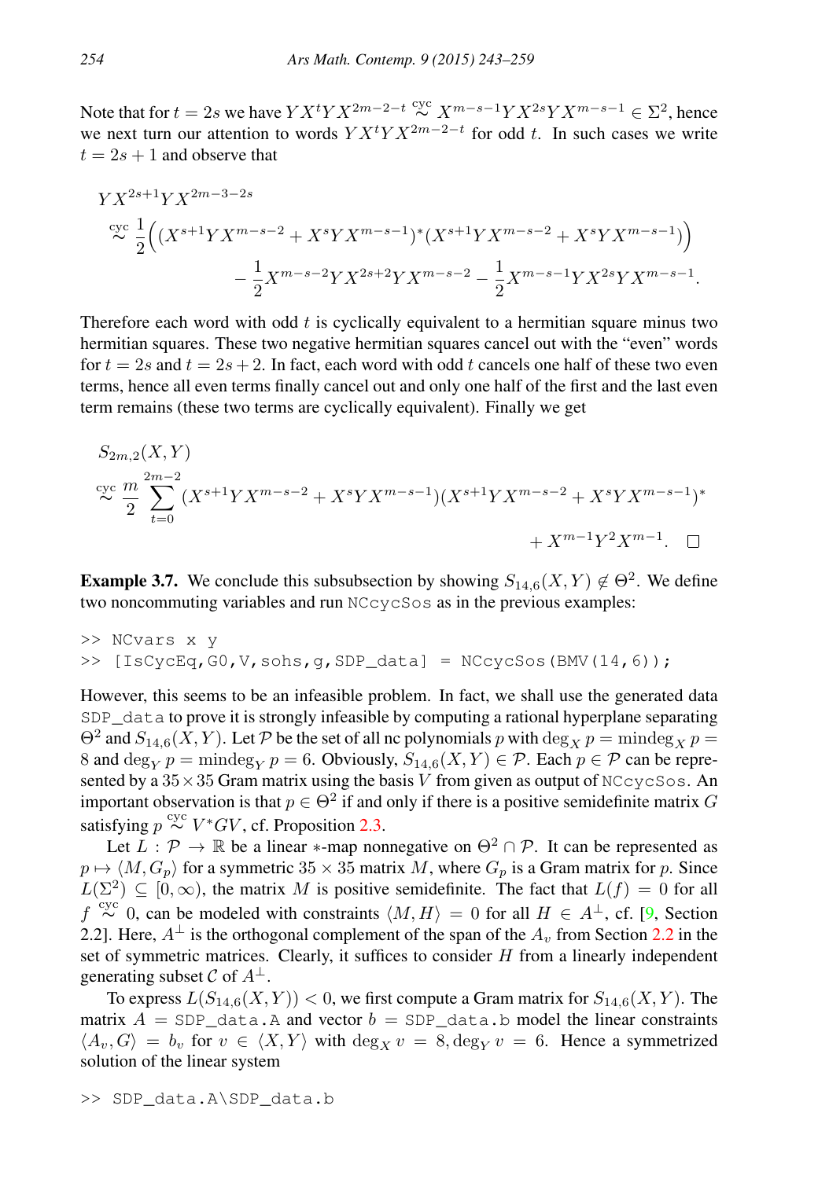Note that for $t = 2s$ we have $YX^tYX^{2m-2-t} \overset{\text{cyc}}{\sim} X^{m-s-1}YX^{2s}YX^{m-s-1} \in \Sigma^2$, hence we next turn our attention to words $YX^tYX^{2m-2-t}$ for odd $t$. In such cases we write $t = 2s+1$ and observe that

$$
\begin{aligned}
&YX^{2s+1}YX^{2m-3-2s} \\
&\overset{\text{cyc}}{\sim} \frac{1}{2}\Big((X^{s+1}YX^{m-s-2} + X^sYX^{m-s-1})^*(X^{s+1}YX^{m-s-2} + X^sYX^{m-s-1})\Big) \\
&\qquad - \frac{1}{2}X^{m-s-2}YX^{2s+2}YX^{m-s-2} - \frac{1}{2}X^{m-s-1}YX^{2s}YX^{m-s-1}.
\end{aligned}
$$

Therefore each word with odd $t$ is cyclically equivalent to a hermitian square minus two hermitian squares. These two negative hermitian squares cancel out with the "even" words for $t = 2s$ and $t = 2s+2$. In fact, each word with odd $t$ cancels one half of these two even terms, hence all even terms finally cancel out and only one half of the first and the last even term remains (these two terms are cyclically equivalent). Finally we get

$$
\begin{aligned}
&S_{2m,2}(X,Y) \\
&\overset{\text{cyc}}{\sim} \frac{m}{2}\sum_{t=0}^{2m-2}(X^{s+1}YX^{m-s-2} + X^sYX^{m-s-1})(X^{s+1}YX^{m-s-2} + X^sYX^{m-s-1})^* \\
&\qquad + X^{m-1}Y^2X^{m-1}. \qquad \square
\end{aligned}
$$

**Example 3.7.** We conclude this subsubsection by showing $S_{14,6}(X,Y) \notin \Theta^2$. We define two noncommuting variables and run `NCcycSos` as in the previous examples:

```
>> NCvars x y
>> [IsCycEq,G0,V,sohs,g,SDP_data] = NCcycSos(BMV(14,6));
```

However, this seems to be an infeasible problem. In fact, we shall use the generated data `SDP_data` to prove it is strongly infeasible by computing a rational hyperplane separating $\Theta^2$ and $S_{14,6}(X,Y)$. Let $\mathcal{P}$ be the set of all nc polynomials $p$ with $\deg_X p = \operatorname{mindeg}_X p = 8$ and $\deg_Y p = \operatorname{mindeg}_Y p = 6$. Obviously, $S_{14,6}(X,Y) \in \mathcal{P}$. Each $p \in \mathcal{P}$ can be represented by a $35 \times 35$ Gram matrix using the basis $V$ from given as output of `NCcycSos`. An important observation is that $p \in \Theta^2$ if and only if there is a positive semidefinite matrix $G$ satisfying $p \overset{\text{cyc}}{\sim} V^*GV$, cf. Proposition 2.3.

Let $L : \mathcal{P} \to \mathbb{R}$ be a linear $*$-map nonnegative on $\Theta^2 \cap \mathcal{P}$. It can be represented as $p \mapsto \langle M, G_p \rangle$ for a symmetric $35 \times 35$ matrix $M$, where $G_p$ is a Gram matrix for $p$. Since $L(\Sigma^2) \subseteq [0,\infty)$, the matrix $M$ is positive semidefinite. The fact that $L(f) = 0$ for all $f \overset{\text{cyc}}{\sim} 0$, can be modeled with constraints $\langle M, H \rangle = 0$ for all $H \in A^\perp$, cf. [9, Section 2.2]. Here, $A^\perp$ is the orthogonal complement of the span of the $A_v$ from Section 2.2 in the set of symmetric matrices. Clearly, it suffices to consider $H$ from a linearly independent generating subset $\mathcal{C}$ of $A^\perp$.

To express $L(S_{14,6}(X,Y)) < 0$, we first compute a Gram matrix for $S_{14,6}(X,Y)$. The matrix $A$ = `SDP_data.A` and vector $b$ = `SDP_data.b` model the linear constraints $\langle A_v, G \rangle = b_v$ for $v \in \langle X, Y \rangle$ with $\deg_X v = 8, \deg_Y v = 6$. Hence a symmetrized solution of the linear system

```
>> SDP_data.A\SDP_data.b
```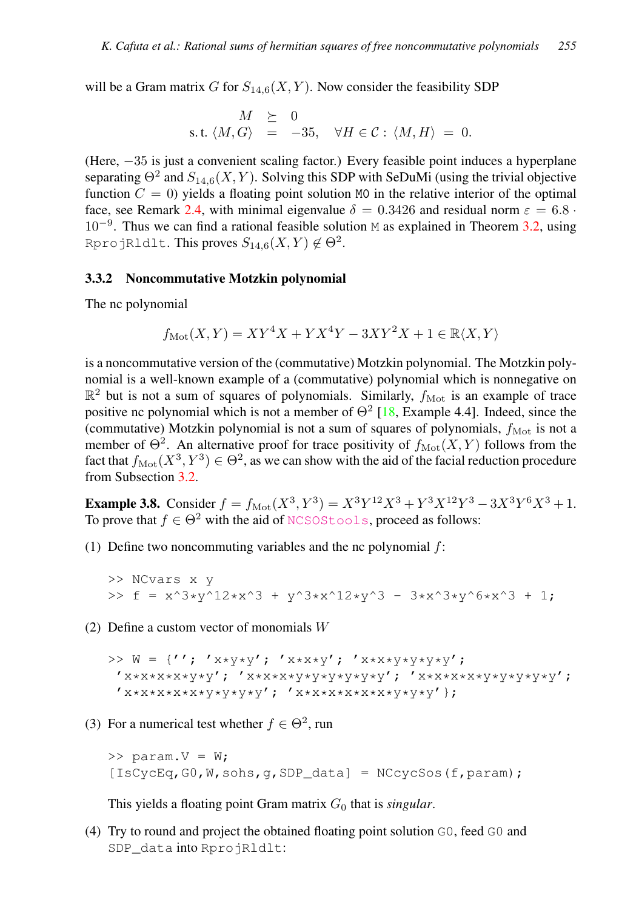will be a Gram matrix $G$ for $S_{14,6}(X,Y)$. Now consider the feasibility SDP

$$\begin{aligned} M &\succeq 0 \\ \text{s.t. } \langle M, G\rangle &= -35, \quad \forall H \in \mathcal{C}: \langle M, H\rangle = 0. \end{aligned}$$

(Here, $-35$ is just a convenient scaling factor.) Every feasible point induces a hyperplane separating $\Theta^2$ and $S_{14,6}(X,Y)$. Solving this SDP with SeDuMi (using the trivial objective function $C = 0$) yields a floating point solution `M0` in the relative interior of the optimal face, see Remark 2.4, with minimal eigenvalue $\delta = 0.3426$ and residual norm $\varepsilon = 6.8 \cdot 10^{-9}$. Thus we can find a rational feasible solution `M` as explained in Theorem 3.2, using `RprojRldlt`. This proves $S_{14,6}(X,Y) \notin \Theta^2$.

### 3.3.2 Noncommutative Motzkin polynomial

The nc polynomial

$$f_{\text{Mot}}(X,Y) = XY^4X + YX^4Y - 3XY^2X + 1 \in \mathbb{R}\langle X,Y\rangle$$

is a noncommutative version of the (commutative) Motzkin polynomial. The Motzkin polynomial is a well-known example of a (commutative) polynomial which is nonnegative on $\mathbb{R}^2$ but is not a sum of squares of polynomials. Similarly, $f_{\text{Mot}}$ is an example of trace positive nc polynomial which is not a member of $\Theta^2$ [18, Example 4.4]. Indeed, since the (commutative) Motzkin polynomial is not a sum of squares of polynomials, $f_{\text{Mot}}$ is not a member of $\Theta^2$. An alternative proof for trace positivity of $f_{\text{Mot}}(X,Y)$ follows from the fact that $f_{\text{Mot}}(X^3,Y^3) \in \Theta^2$, as we can show with the aid of the facial reduction procedure from Subsection 3.2.

**Example 3.8.** Consider $f = f_{\text{Mot}}(X^3,Y^3) = X^3Y^{12}X^3 + Y^3X^{12}Y^3 - 3X^3Y^6X^3 + 1$. To prove that $f \in \Theta^2$ with the aid of NCSOStools, proceed as follows:

(1) Define two noncommuting variables and the nc polynomial $f$:

```
>> NCvars x y
>> f = x^3*y^12*x^3 + y^3*x^12*y^3 - 3*x^3*y^6*x^3 + 1;
```

(2) Define a custom vector of monomials $W$

```
>> W = {''; 'x*y*y'; 'x*x*y'; 'x*x*y*y*y*y';
 'x*x*x*x*y*y'; 'x*x*x*y*y*y*y*y*y'; 'x*x*x*x*x*y*y*y*y*y';
 'x*x*x*x*x*x*y*y*y*y'; 'x*x*x*x*x*x*x*y*y*y'};
```

(3) For a numerical test whether $f \in \Theta^2$, run

```
>> param.V = W;
[IsCycEq,G0,W,sohs,g,SDP_data] = NCcycSos(f,param);
```

This yields a floating point Gram matrix $G_0$ that is *singular*.

(4) Try to round and project the obtained floating point solution `G0`, feed `G0` and `SDP_data` into `RprojRldlt`: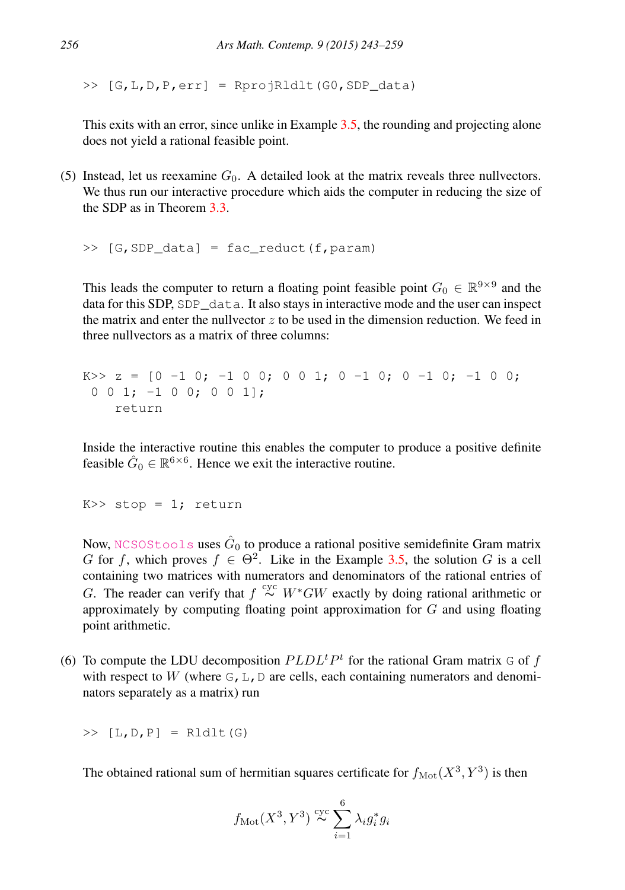```
>> [G,L,D,P,err] = RprojRldlt(G0,SDP_data)
```

This exits with an error, since unlike in Example 3.5, the rounding and projecting alone does not yield a rational feasible point.

(5) Instead, let us reexamine $G_0$. A detailed look at the matrix reveals three nullvectors. We thus run our interactive procedure which aids the computer in reducing the size of the SDP as in Theorem 3.3.

```
>> [G,SDP_data] = fac_reduct(f,param)
```

This leads the computer to return a floating point feasible point $G_0 \in \mathbb{R}^{9\times 9}$ and the data for this SDP, `SDP_data`. It also stays in interactive mode and the user can inspect the matrix and enter the nullvector $z$ to be used in the dimension reduction. We feed in three nullvectors as a matrix of three columns:

```
K>> z = [0 -1 0; -1 0 0; 0 0 1; 0 -1 0; 0 -1 0; -1 0 0;
 0 0 1; -1 0 0; 0 0 1];
    return
```

Inside the interactive routine this enables the computer to produce a positive definite feasible $\hat{G}_0 \in \mathbb{R}^{6\times 6}$. Hence we exit the interactive routine.

```
K>> stop = 1; return
```

Now, NCSOStools uses $\hat{G}_0$ to produce a rational positive semidefinite Gram matrix $G$ for $f$, which proves $f \in \Theta^2$. Like in the Example 3.5, the solution $G$ is a cell containing two matrices with numerators and denominators of the rational entries of $G$. The reader can verify that $f \overset{\text{cyc}}{\sim} W^*GW$ exactly by doing rational arithmetic or approximately by computing floating point approximation for $G$ and using floating point arithmetic.

(6) To compute the LDU decomposition $PLDL^tP^t$ for the rational Gram matrix `G` of $f$ with respect to $W$ (where `G`, `L`, `D` are cells, each containing numerators and denominators separately as a matrix) run

```
>> [L,D,P] = Rldlt(G)
```

The obtained rational sum of hermitian squares certificate for $f_{\text{Mot}}(X^3, Y^3)$ is then

$$f_{\text{Mot}}(X^3, Y^3) \overset{\text{cyc}}{\sim} \sum_{i=1}^{6} \lambda_i g_i^* g_i$$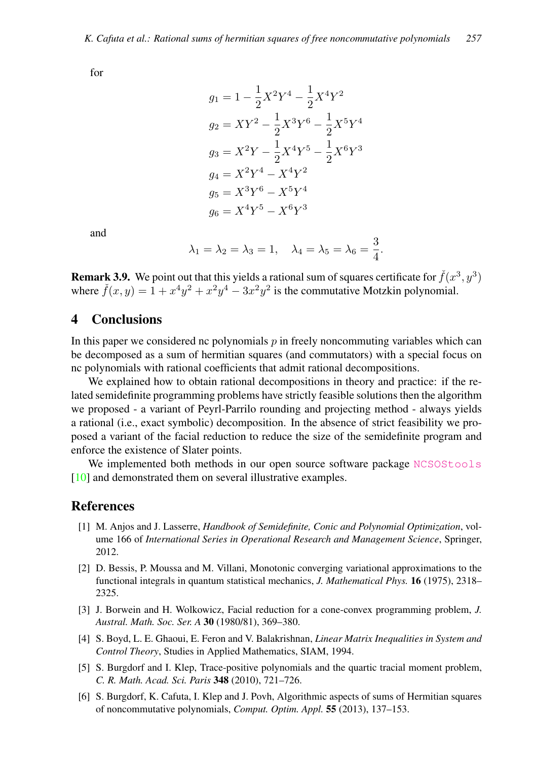for

$$
\begin{aligned}
g_1 &= 1 - \frac{1}{2}X^2Y^4 - \frac{1}{2}X^4Y^2 \\
g_2 &= XY^2 - \frac{1}{2}X^3Y^6 - \frac{1}{2}X^5Y^4 \\
g_3 &= X^2Y - \frac{1}{2}X^4Y^5 - \frac{1}{2}X^6Y^3 \\
g_4 &= X^2Y^4 - X^4Y^2 \\
g_5 &= X^3Y^6 - X^5Y^4 \\
g_6 &= X^4Y^5 - X^6Y^3
\end{aligned}
$$

and

$$
\lambda_1 = \lambda_2 = \lambda_3 = 1, \quad \lambda_4 = \lambda_5 = \lambda_6 = \frac{3}{4}.
$$

**Remark 3.9.** We point out that this yields a rational sum of squares certificate for $\check{f}(x^3, y^3)$ where $\check{f}(x, y) = 1 + x^4y^2 + x^2y^4 - 3x^2y^2$ is the commutative Motzkin polynomial.

## 4 Conclusions

In this paper we considered nc polynomials $p$ in freely noncommuting variables which can be decomposed as a sum of hermitian squares (and commutators) with a special focus on nc polynomials with rational coefficients that admit rational decompositions.

We explained how to obtain rational decompositions in theory and practice: if the related semidefinite programming problems have strictly feasible solutions then the algorithm we proposed - a variant of Peyrl-Parrilo rounding and projecting method - always yields a rational (i.e., exact symbolic) decomposition. In the absence of strict feasibility we proposed a variant of the facial reduction to reduce the size of the semidefinite program and enforce the existence of Slater points.

We implemented both methods in our open source software package NCSOStools [10] and demonstrated them on several illustrative examples.

## References

[1] M. Anjos and J. Lasserre, *Handbook of Semidefinite, Conic and Polynomial Optimization*, volume 166 of *International Series in Operational Research and Management Science*, Springer, 2012.

[2] D. Bessis, P. Moussa and M. Villani, Monotonic converging variational approximations to the functional integrals in quantum statistical mechanics, *J. Mathematical Phys.* **16** (1975), 2318–2325.

[3] J. Borwein and H. Wolkowicz, Facial reduction for a cone-convex programming problem, *J. Austral. Math. Soc. Ser. A* **30** (1980/81), 369–380.

[4] S. Boyd, L. E. Ghaoui, E. Feron and V. Balakrishnan, *Linear Matrix Inequalities in System and Control Theory*, Studies in Applied Mathematics, SIAM, 1994.

[5] S. Burgdorf and I. Klep, Trace-positive polynomials and the quartic tracial moment problem, *C. R. Math. Acad. Sci. Paris* **348** (2010), 721–726.

[6] S. Burgdorf, K. Cafuta, I. Klep and J. Povh, Algorithmic aspects of sums of Hermitian squares of noncommutative polynomials, *Comput. Optim. Appl.* **55** (2013), 137–153.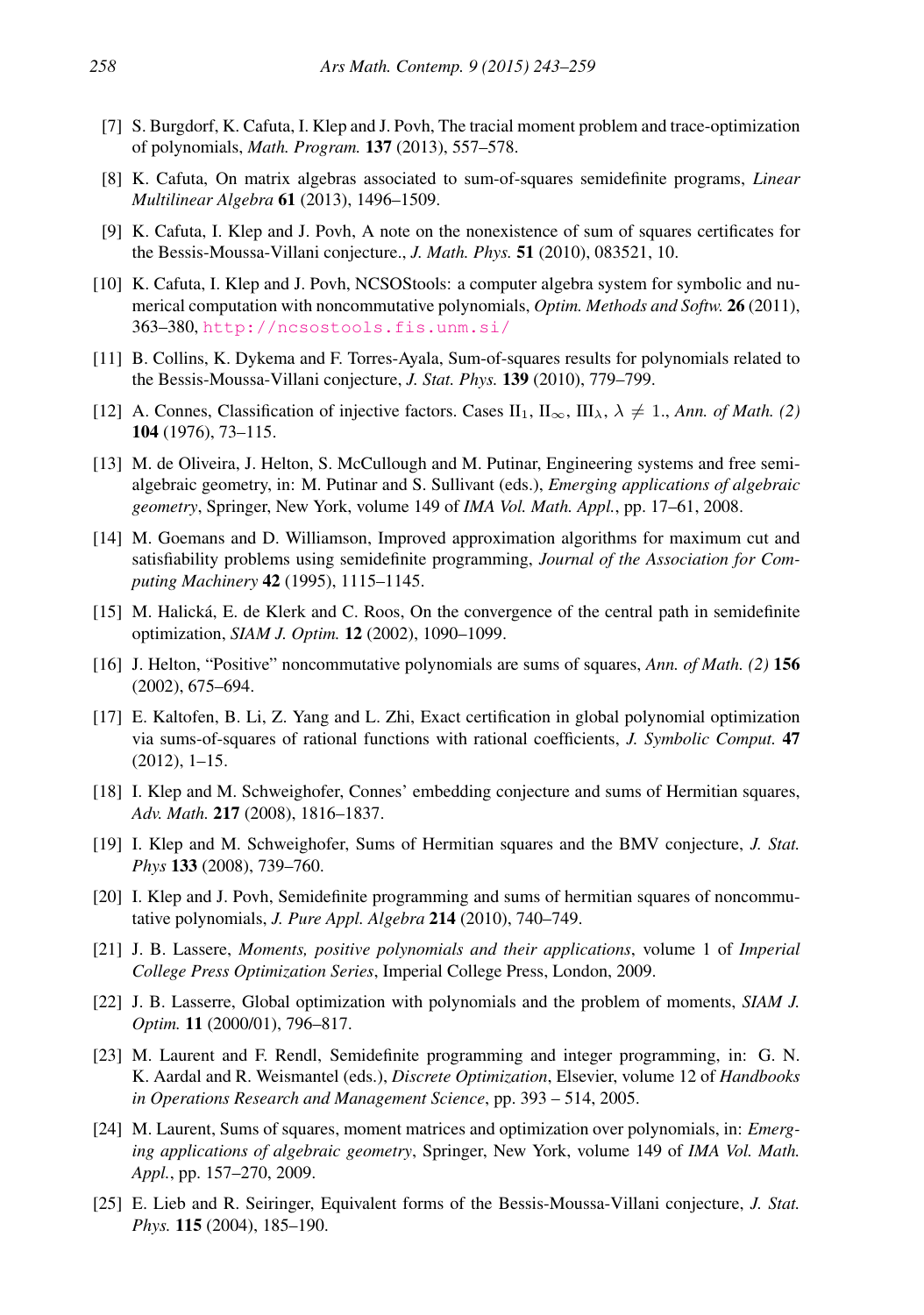[7] S. Burgdorf, K. Cafuta, I. Klep and J. Povh, The tracial moment problem and trace-optimization of polynomials, *Math. Program.* **137** (2013), 557–578.

[8] K. Cafuta, On matrix algebras associated to sum-of-squares semidefinite programs, *Linear Multilinear Algebra* **61** (2013), 1496–1509.

[9] K. Cafuta, I. Klep and J. Povh, A note on the nonexistence of sum of squares certificates for the Bessis-Moussa-Villani conjecture., *J. Math. Phys.* **51** (2010), 083521, 10.

[10] K. Cafuta, I. Klep and J. Povh, NCSOStools: a computer algebra system for symbolic and numerical computation with noncommutative polynomials, *Optim. Methods and Softw.* **26** (2011), 363–380, http://ncsostools.fis.unm.si/

[11] B. Collins, K. Dykema and F. Torres-Ayala, Sum-of-squares results for polynomials related to the Bessis-Moussa-Villani conjecture, *J. Stat. Phys.* **139** (2010), 779–799.

[12] A. Connes, Classification of injective factors. Cases $\text{II}_1$, $\text{II}_\infty$, $\text{III}_\lambda$, $\lambda \neq 1$., *Ann. of Math. (2)* **104** (1976), 73–115.

[13] M. de Oliveira, J. Helton, S. McCullough and M. Putinar, Engineering systems and free semi-algebraic geometry, in: M. Putinar and S. Sullivant (eds.), *Emerging applications of algebraic geometry*, Springer, New York, volume 149 of *IMA Vol. Math. Appl.*, pp. 17–61, 2008.

[14] M. Goemans and D. Williamson, Improved approximation algorithms for maximum cut and satisfiability problems using semidefinite programming, *Journal of the Association for Computing Machinery* **42** (1995), 1115–1145.

[15] M. Halická, E. de Klerk and C. Roos, On the convergence of the central path in semidefinite optimization, *SIAM J. Optim.* **12** (2002), 1090–1099.

[16] J. Helton, "Positive" noncommutative polynomials are sums of squares, *Ann. of Math. (2)* **156** (2002), 675–694.

[17] E. Kaltofen, B. Li, Z. Yang and L. Zhi, Exact certification in global polynomial optimization via sums-of-squares of rational functions with rational coefficients, *J. Symbolic Comput.* **47** (2012), 1–15.

[18] I. Klep and M. Schweighofer, Connes' embedding conjecture and sums of Hermitian squares, *Adv. Math.* **217** (2008), 1816–1837.

[19] I. Klep and M. Schweighofer, Sums of Hermitian squares and the BMV conjecture, *J. Stat. Phys* **133** (2008), 739–760.

[20] I. Klep and J. Povh, Semidefinite programming and sums of hermitian squares of noncommutative polynomials, *J. Pure Appl. Algebra* **214** (2010), 740–749.

[21] J. B. Lassere, *Moments, positive polynomials and their applications*, volume 1 of *Imperial College Press Optimization Series*, Imperial College Press, London, 2009.

[22] J. B. Lasserre, Global optimization with polynomials and the problem of moments, *SIAM J. Optim.* **11** (2000/01), 796–817.

[23] M. Laurent and F. Rendl, Semidefinite programming and integer programming, in: G. N. K. Aardal and R. Weismantel (eds.), *Discrete Optimization*, Elsevier, volume 12 of *Handbooks in Operations Research and Management Science*, pp. 393 – 514, 2005.

[24] M. Laurent, Sums of squares, moment matrices and optimization over polynomials, in: *Emerging applications of algebraic geometry*, Springer, New York, volume 149 of *IMA Vol. Math. Appl.*, pp. 157–270, 2009.

[25] E. Lieb and R. Seiringer, Equivalent forms of the Bessis-Moussa-Villani conjecture, *J. Stat. Phys.* **115** (2004), 185–190.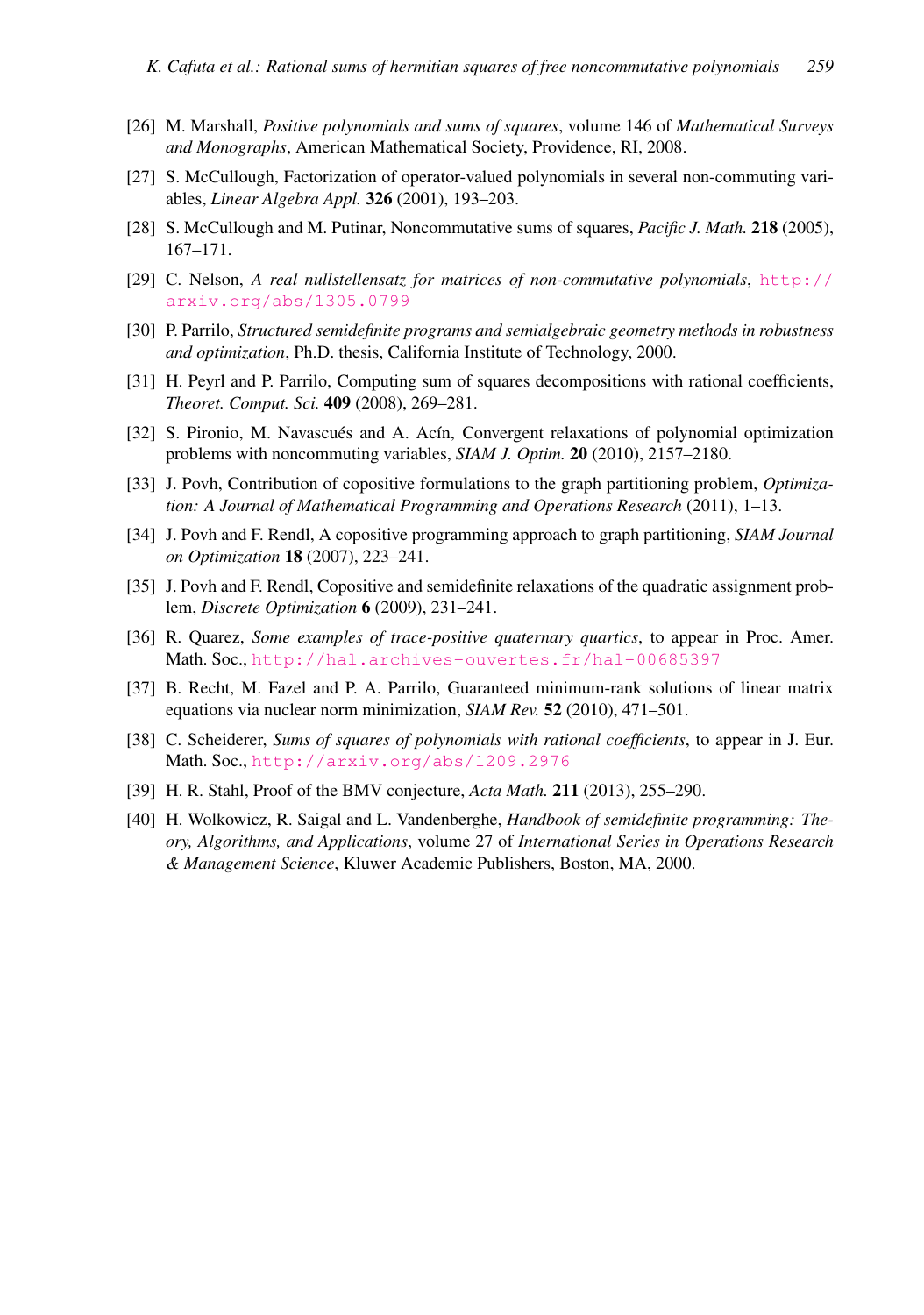[26] M. Marshall, *Positive polynomials and sums of squares*, volume 146 of *Mathematical Surveys and Monographs*, American Mathematical Society, Providence, RI, 2008.

[27] S. McCullough, Factorization of operator-valued polynomials in several non-commuting variables, *Linear Algebra Appl.* **326** (2001), 193–203.

[28] S. McCullough and M. Putinar, Noncommutative sums of squares, *Pacific J. Math.* **218** (2005), 167–171.

[29] C. Nelson, *A real nullstellensatz for matrices of non-commutative polynomials*, http://arxiv.org/abs/1305.0799

[30] P. Parrilo, *Structured semidefinite programs and semialgebraic geometry methods in robustness and optimization*, Ph.D. thesis, California Institute of Technology, 2000.

[31] H. Peyrl and P. Parrilo, Computing sum of squares decompositions with rational coefficients, *Theoret. Comput. Sci.* **409** (2008), 269–281.

[32] S. Pironio, M. Navascués and A. Acín, Convergent relaxations of polynomial optimization problems with noncommuting variables, *SIAM J. Optim.* **20** (2010), 2157–2180.

[33] J. Povh, Contribution of copositive formulations to the graph partitioning problem, *Optimization: A Journal of Mathematical Programming and Operations Research* (2011), 1–13.

[34] J. Povh and F. Rendl, A copositive programming approach to graph partitioning, *SIAM Journal on Optimization* **18** (2007), 223–241.

[35] J. Povh and F. Rendl, Copositive and semidefinite relaxations of the quadratic assignment problem, *Discrete Optimization* **6** (2009), 231–241.

[36] R. Quarez, *Some examples of trace-positive quaternary quartics*, to appear in Proc. Amer. Math. Soc., http://hal.archives-ouvertes.fr/hal-00685397

[37] B. Recht, M. Fazel and P. A. Parrilo, Guaranteed minimum-rank solutions of linear matrix equations via nuclear norm minimization, *SIAM Rev.* **52** (2010), 471–501.

[38] C. Scheiderer, *Sums of squares of polynomials with rational coefficients*, to appear in J. Eur. Math. Soc., http://arxiv.org/abs/1209.2976

[39] H. R. Stahl, Proof of the BMV conjecture, *Acta Math.* **211** (2013), 255–290.

[40] H. Wolkowicz, R. Saigal and L. Vandenberghe, *Handbook of semidefinite programming: Theory, Algorithms, and Applications*, volume 27 of *International Series in Operations Research & Management Science*, Kluwer Academic Publishers, Boston, MA, 2000.